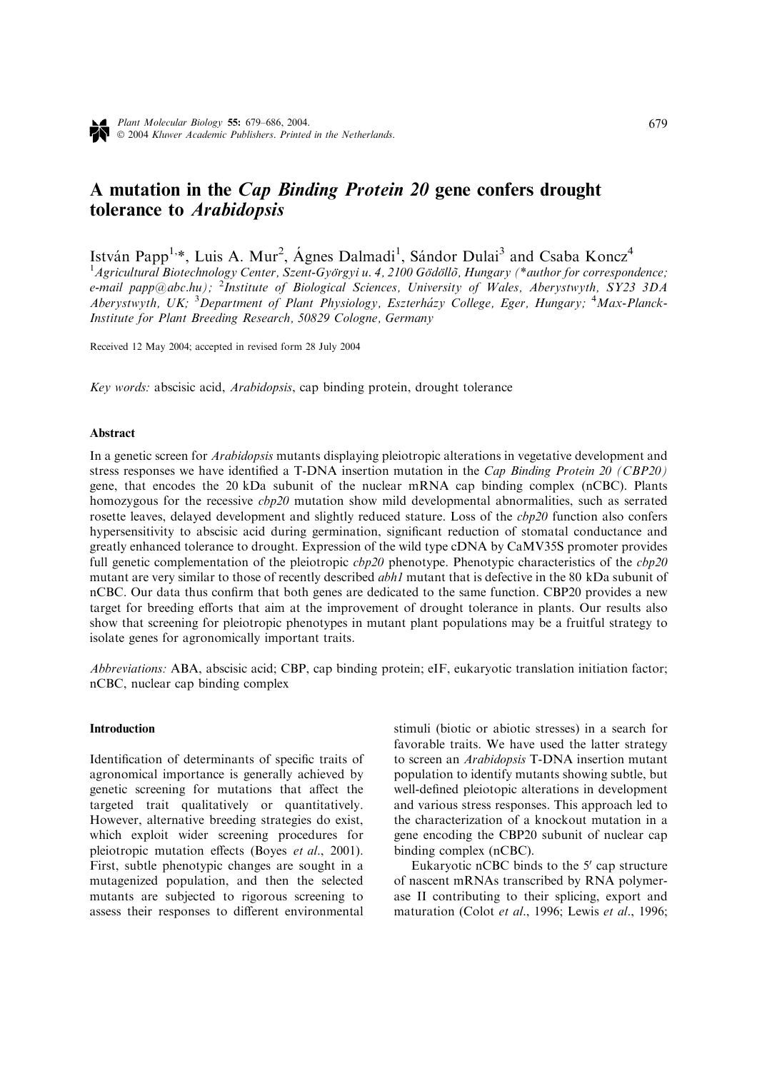# A mutation in the *Cap Binding Protein 20* gene confers drought tolerance to *Arabidopsis*

István Papp[1,*], Luis A. Mur[2], Ágnes Dalmadi[1], Sándor Dulai[3] and Csaba Koncz[4]

[1]*Agricultural Biotechnology Center, Szent-Györgyi u. 4, 2100 Gödöllő, Hungary (\*author for correspondence; e-mail papp@abc.hu);* [2]*Institute of Biological Sciences, University of Wales, Aberystwyth, SY23 3DA Aberystwyth, UK;* [3]*Department of Plant Physiology, Eszterházy College, Eger, Hungary;* [4]*Max-Planck-Institute for Plant Breeding Research, 50829 Cologne, Germany*

Received 12 May 2004; accepted in revised form 28 July 2004

*Key words:* abscisic acid, *Arabidopsis*, cap binding protein, drought tolerance

## Abstract

In a genetic screen for *Arabidopsis* mutants displaying pleiotropic alterations in vegetative development and stress responses we have identified a T-DNA insertion mutation in the *Cap Binding Protein 20 (CBP20)* gene, that encodes the 20 kDa subunit of the nuclear mRNA cap binding complex (nCBC). Plants homozygous for the recessive *cbp20* mutation show mild developmental abnormalities, such as serrated rosette leaves, delayed development and slightly reduced stature. Loss of the *cbp20* function also confers hypersensitivity to abscisic acid during germination, significant reduction of stomatal conductance and greatly enhanced tolerance to drought. Expression of the wild type cDNA by CaMV35S promoter provides full genetic complementation of the pleiotropic *cbp20* phenotype. Phenotypic characteristics of the *cbp20* mutant are very similar to those of recently described *abh1* mutant that is defective in the 80 kDa subunit of nCBC. Our data thus confirm that both genes are dedicated to the same function. CBP20 provides a new target for breeding efforts that aim at the improvement of drought tolerance in plants. Our results also show that screening for pleiotropic phenotypes in mutant plant populations may be a fruitful strategy to isolate genes for agronomically important traits.

*Abbreviations:* ABA, abscisic acid; CBP, cap binding protein; eIF, eukaryotic translation initiation factor; nCBC, nuclear cap binding complex

## Introduction

Identification of determinants of specific traits of agronomical importance is generally achieved by genetic screening for mutations that affect the targeted trait qualitatively or quantitatively. However, alternative breeding strategies do exist, which exploit wider screening procedures for pleiotropic mutation effects (Boyes *et al*., 2001). First, subtle phenotypic changes are sought in a mutagenized population, and then the selected mutants are subjected to rigorous screening to assess their responses to different environmental stimuli (biotic or abiotic stresses) in a search for favorable traits. We have used the latter strategy to screen an *Arabidopsis* T-DNA insertion mutant population to identify mutants showing subtle, but well-defined pleiotopic alterations in development and various stress responses. This approach led to the characterization of a knockout mutation in a gene encoding the CBP20 subunit of nuclear cap binding complex (nCBC).

Eukaryotic nCBC binds to the 5′ cap structure of nascent mRNAs transcribed by RNA polymerase II contributing to their splicing, export and maturation (Colot *et al*., 1996; Lewis *et al*., 1996;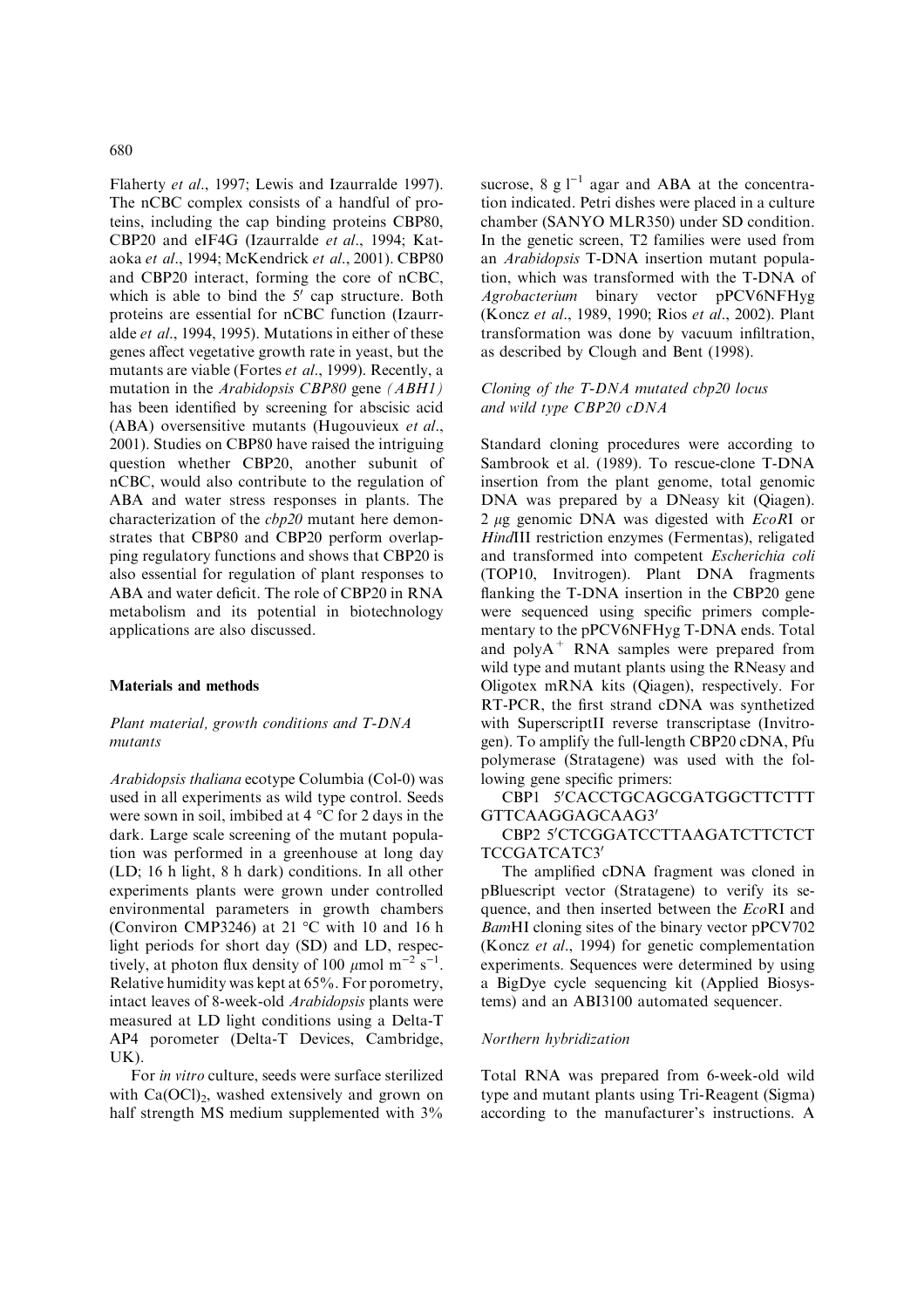Flaherty *et al*., 1997; Lewis and Izaurralde 1997). The nCBC complex consists of a handful of proteins, including the cap binding proteins CBP80, CBP20 and eIF4G (Izaurralde *et al*., 1994; Kataoka *et al*., 1994; McKendrick *et al*., 2001). CBP80 and CBP20 interact, forming the core of nCBC, which is able to bind the 5′ cap structure. Both proteins are essential for nCBC function (Izaurralde *et al*., 1994, 1995). Mutations in either of these genes affect vegetative growth rate in yeast, but the mutants are viable (Fortes *et al*., 1999). Recently, a mutation in the *Arabidopsis CBP80* gene *(ABH1)* has been identified by screening for abscisic acid (ABA) oversensitive mutants (Hugouvieux *et al*., 2001). Studies on CBP80 have raised the intriguing question whether CBP20, another subunit of nCBC, would also contribute to the regulation of ABA and water stress responses in plants. The characterization of the *cbp20* mutant here demonstrates that CBP80 and CBP20 perform overlapping regulatory functions and shows that CBP20 is also essential for regulation of plant responses to ABA and water deficit. The role of CBP20 in RNA metabolism and its potential in biotechnology applications are also discussed.

## Materials and methods

### *Plant material, growth conditions and T-DNA mutants*

*Arabidopsis thaliana* ecotype Columbia (Col-0) was used in all experiments as wild type control. Seeds were sown in soil, imbibed at 4 °C for 2 days in the dark. Large scale screening of the mutant population was performed in a greenhouse at long day (LD; 16 h light, 8 h dark) conditions. In all other experiments plants were grown under controlled environmental parameters in growth chambers (Conviron CMP3246) at 21 °C with 10 and 16 h light periods for short day (SD) and LD, respectively, at photon flux density of 100 $\mu$mol $m^{-2}$ $s^{-1}$. Relative humidity was kept at 65%. For porometry, intact leaves of 8-week-old *Arabidopsis* plants were measured at LD light conditions using a Delta-T AP4 porometer (Delta-T Devices, Cambridge, UK).

For *in vitro* culture, seeds were surface sterilized with $Ca(OCl)_2$, washed extensively and grown on half strength MS medium supplemented with 3% sucrose, 8 g $l^{-1}$ agar and ABA at the concentration indicated. Petri dishes were placed in a culture chamber (SANYO MLR350) under SD condition. In the genetic screen, T2 families were used from an *Arabidopsis* T-DNA insertion mutant population, which was transformed with the T-DNA of *Agrobacterium* binary vector pPCV6NFHyg (Koncz *et al*., 1989, 1990; Rios *et al*., 2002). Plant transformation was done by vacuum infiltration, as described by Clough and Bent (1998).

### *Cloning of the T-DNA mutated cbp20 locus and wild type CBP20 cDNA*

Standard cloning procedures were according to Sambrook et al. (1989). To rescue-clone T-DNA insertion from the plant genome, total genomic DNA was prepared by a DNeasy kit (Qiagen). 2 $\mu$g genomic DNA was digested with *Eco*RI or *Hind*III restriction enzymes (Fermentas), religated and transformed into competent *Escherichia coli* (TOP10, Invitrogen). Plant DNA fragments flanking the T-DNA insertion in the CBP20 gene were sequenced using specific primers complementary to the pPCV6NFHyg T-DNA ends. Total and $polyA^{+}$ RNA samples were prepared from wild type and mutant plants using the RNeasy and Oligotex mRNA kits (Qiagen), respectively. For RT-PCR, the first strand cDNA was synthetized with SuperscriptII reverse transcriptase (Invitrogen). To amplify the full-length CBP20 cDNA, Pfu polymerase (Stratagene) was used with the following gene specific primers:

CBP1 5′CACCTGCAGCGATGGCTTCTTT GTTCAAGGAGCAAG3′

CBP2 5′CTCGGATCCTTAAGATCTTCTCT TCCGATCATC3′

The amplified cDNA fragment was cloned in pBluescript vector (Stratagene) to verify its sequence, and then inserted between the *Eco*RI and *Bam*HI cloning sites of the binary vector pPCV702 (Koncz *et al*., 1994) for genetic complementation experiments. Sequences were determined by using a BigDye cycle sequencing kit (Applied Biosystems) and an ABI3100 automated sequencer.

### *Northern hybridization*

Total RNA was prepared from 6-week-old wild type and mutant plants using Tri-Reagent (Sigma) according to the manufacturer's instructions. A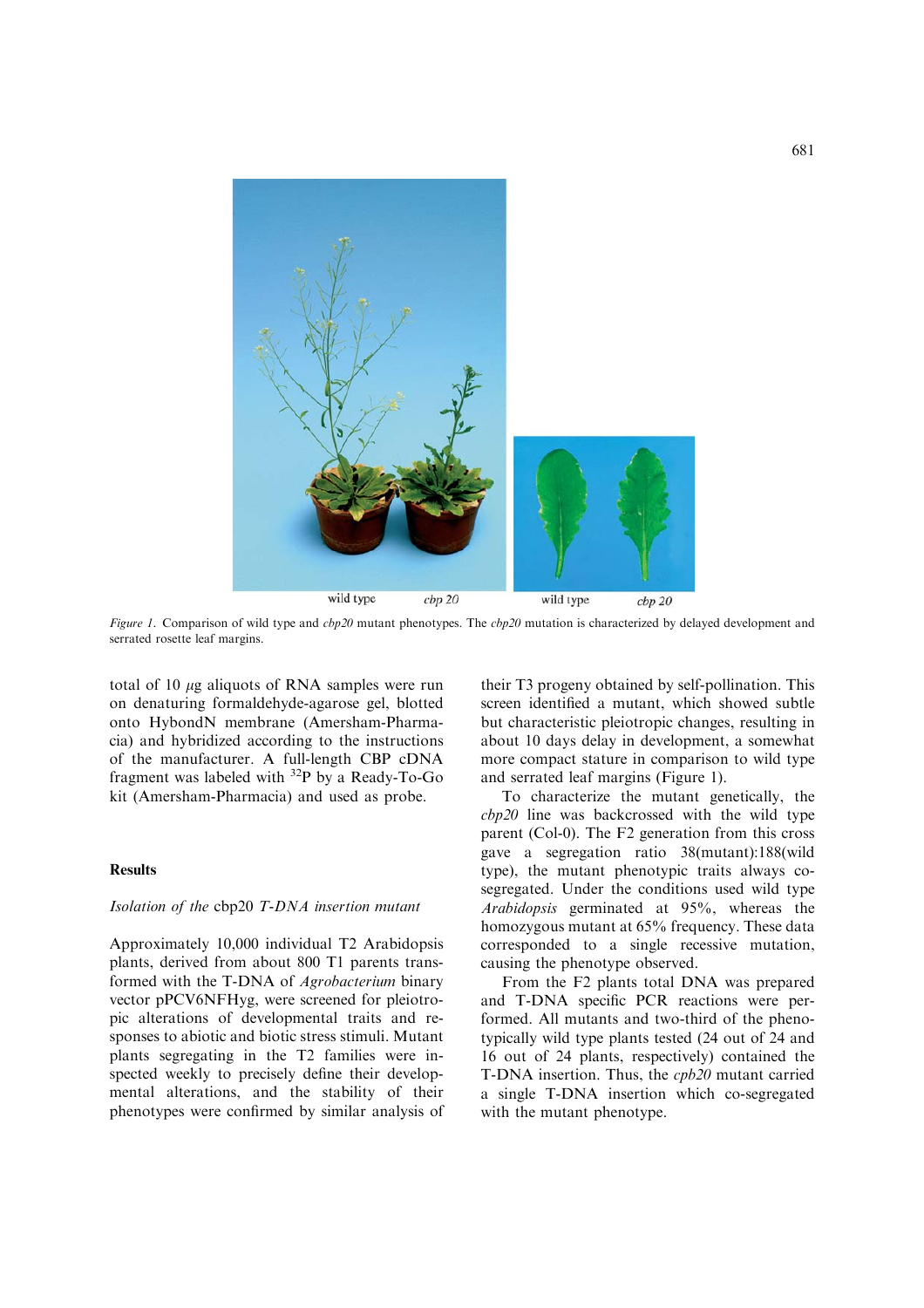Figure 1. Comparison of wild type and *cbp20* mutant phenotypes. The *cbp20* mutation is characterized by delayed development and serrated rosette leaf margins.

total of 10 μg aliquots of RNA samples were run on denaturing formaldehyde-agarose gel, blotted onto HybondN membrane (Amersham-Pharmacia) and hybridized according to the instructions of the manufacturer. A full-length CBP cDNA fragment was labeled with $^{32}$P by a Ready-To-Go kit (Amersham-Pharmacia) and used as probe.

## Results

### Isolation of the cbp20 T-DNA insertion mutant

Approximately 10,000 individual T2 Arabidopsis plants, derived from about 800 T1 parents transformed with the T-DNA of *Agrobacterium* binary vector pPCV6NFHyg, were screened for pleiotropic alterations of developmental traits and responses to abiotic and biotic stress stimuli. Mutant plants segregating in the T2 families were inspected weekly to precisely define their developmental alterations, and the stability of their phenotypes were confirmed by similar analysis of their T3 progeny obtained by self-pollination. This screen identified a mutant, which showed subtle but characteristic pleiotropic changes, resulting in about 10 days delay in development, a somewhat more compact stature in comparison to wild type and serrated leaf margins (Figure 1).

To characterize the mutant genetically, the *cbp20* line was backcrossed with the wild type parent (Col-0). The F2 generation from this cross gave a segregation ratio 38(mutant):188(wild type), the mutant phenotypic traits always co-segregated. Under the conditions used wild type *Arabidopsis* germinated at 95%, whereas the homozygous mutant at 65% frequency. These data corresponded to a single recessive mutation, causing the phenotype observed.

From the F2 plants total DNA was prepared and T-DNA specific PCR reactions were performed. All mutants and two-third of the phenotypically wild type plants tested (24 out of 24 and 16 out of 24 plants, respectively) contained the T-DNA insertion. Thus, the *cpb20* mutant carried a single T-DNA insertion which co-segregated with the mutant phenotype.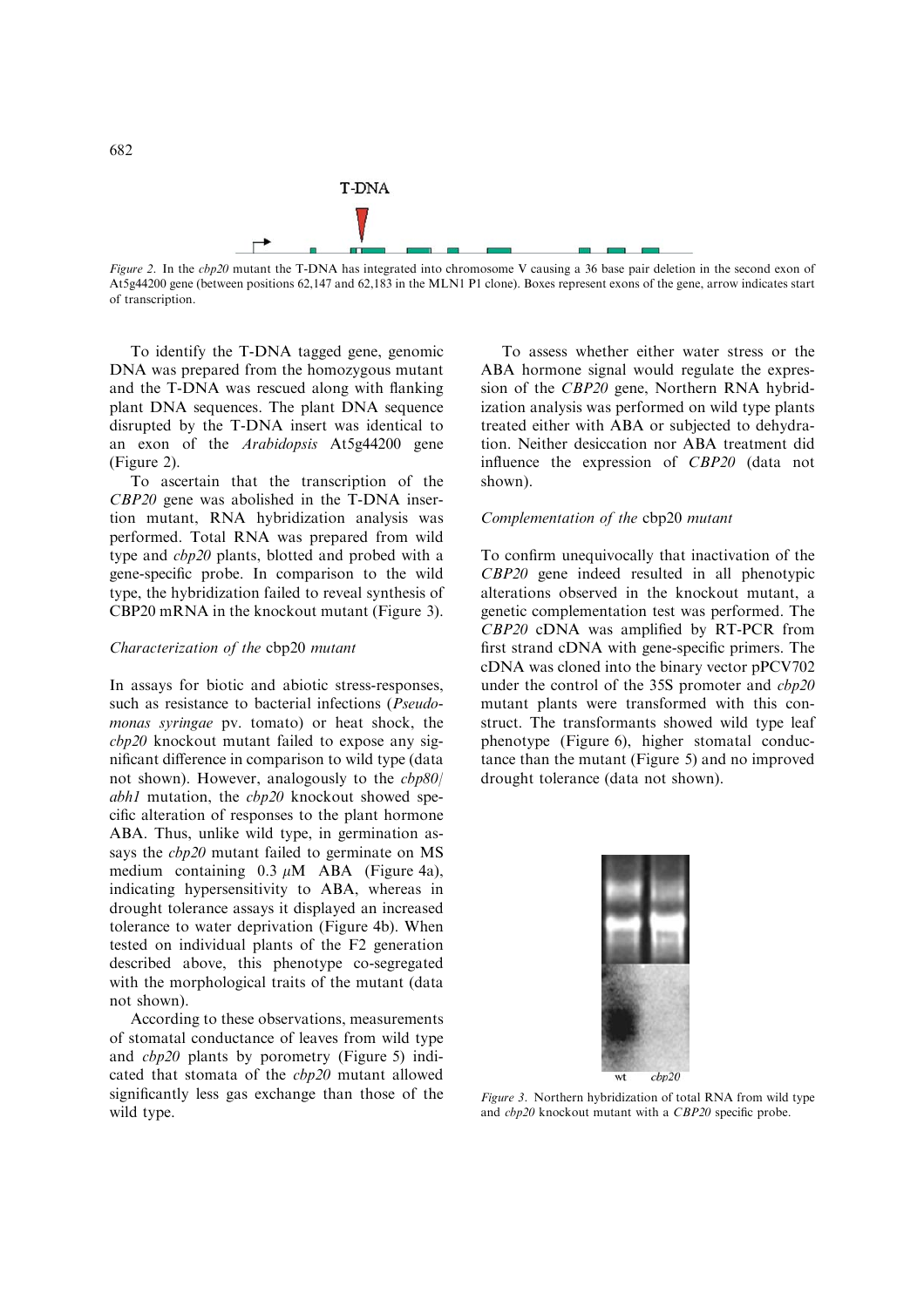Figure 2. In the *cbp20* mutant the T-DNA has integrated into chromosome V causing a 36 base pair deletion in the second exon of At5g44200 gene (between positions 62,147 and 62,183 in the MLN1 P1 clone). Boxes represent exons of the gene, arrow indicates start of transcription.

To identify the T-DNA tagged gene, genomic DNA was prepared from the homozygous mutant and the T-DNA was rescued along with flanking plant DNA sequences. The plant DNA sequence disrupted by the T-DNA insert was identical to an exon of the *Arabidopsis* At5g44200 gene (Figure 2).

To ascertain that the transcription of the *CBP20* gene was abolished in the T-DNA insertion mutant, RNA hybridization analysis was performed. Total RNA was prepared from wild type and *cbp20* plants, blotted and probed with a gene-specific probe. In comparison to the wild type, the hybridization failed to reveal synthesis of CBP20 mRNA in the knockout mutant (Figure 3).

### *Characterization of the* cbp20 *mutant*

In assays for biotic and abiotic stress-responses, such as resistance to bacterial infections (*Pseudomonas syringae* pv. tomato) or heat shock, the *cbp20* knockout mutant failed to expose any significant difference in comparison to wild type (data not shown). However, analogously to the *cbp80/abh1* mutation, the *cbp20* knockout showed specific alteration of responses to the plant hormone ABA. Thus, unlike wild type, in germination assays the *cbp20* mutant failed to germinate on MS medium containing 0.3 $\mu$M ABA (Figure 4a), indicating hypersensitivity to ABA, whereas in drought tolerance assays it displayed an increased tolerance to water deprivation (Figure 4b). When tested on individual plants of the F2 generation described above, this phenotype co-segregated with the morphological traits of the mutant (data not shown).

According to these observations, measurements of stomatal conductance of leaves from wild type and *cbp20* plants by porometry (Figure 5) indicated that stomata of the *cbp20* mutant allowed significantly less gas exchange than those of the wild type.

To assess whether either water stress or the ABA hormone signal would regulate the expression of the *CBP20* gene, Northern RNA hybridization analysis was performed on wild type plants treated either with ABA or subjected to dehydration. Neither desiccation nor ABA treatment did influence the expression of *CBP20* (data not shown).

### *Complementation of the* cbp20 *mutant*

To confirm unequivocally that inactivation of the *CBP20* gene indeed resulted in all phenotypic alterations observed in the knockout mutant, a genetic complementation test was performed. The *CBP20* cDNA was amplified by RT-PCR from first strand cDNA with gene-specific primers. The cDNA was cloned into the binary vector pPCV702 under the control of the 35S promoter and *cbp20* mutant plants were transformed with this construct. The transformants showed wild type leaf phenotype (Figure 6), higher stomatal conductance than the mutant (Figure 5) and no improved drought tolerance (data not shown).

Figure 3. Northern hybridization of total RNA from wild type and *cbp20* knockout mutant with a *CBP20* specific probe.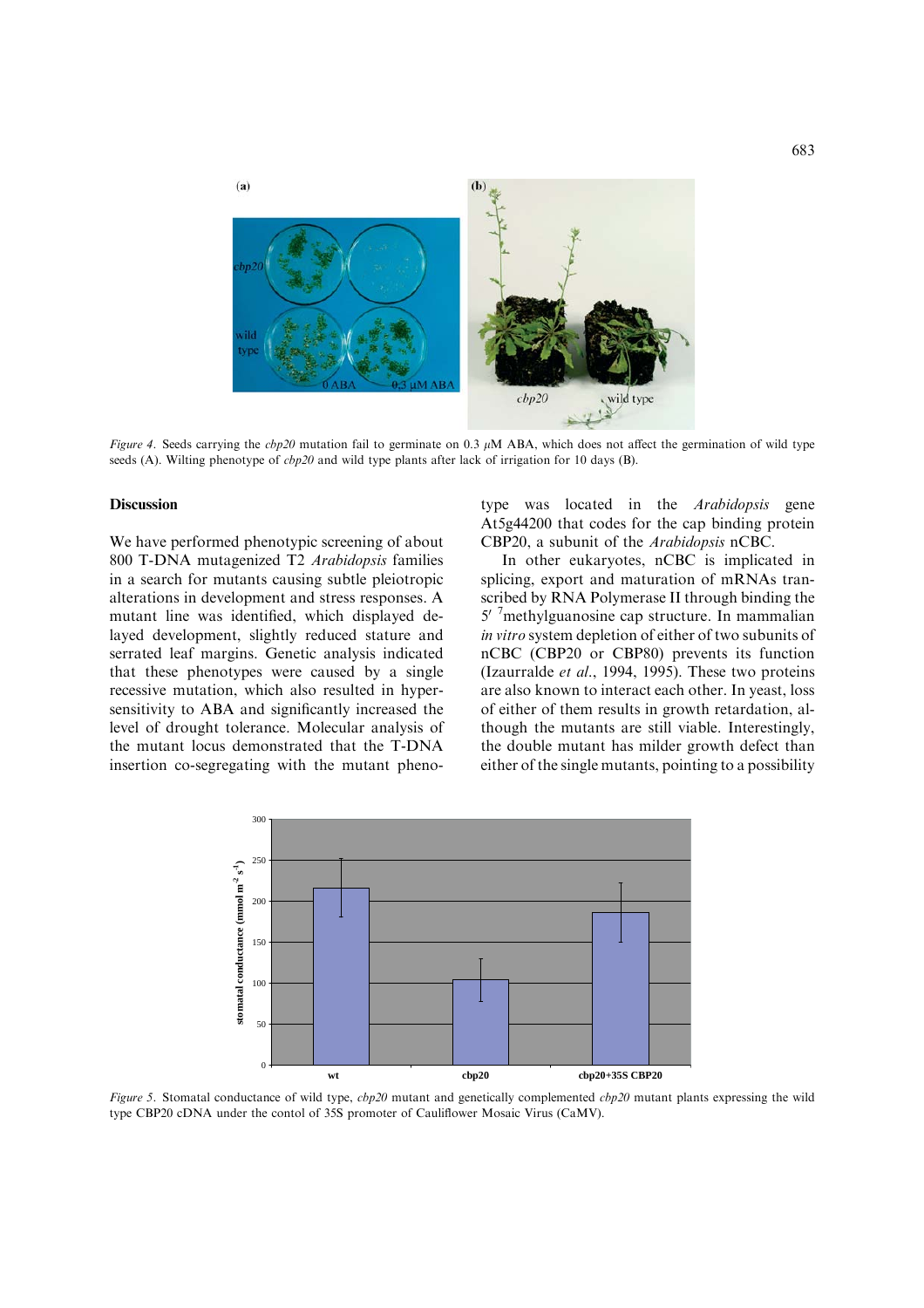*Figure 4*. Seeds carrying the *cbp20* mutation fail to germinate on 0.3 $\mu$M ABA, which does not affect the germination of wild type seeds (A). Wilting phenotype of *cbp20* and wild type plants after lack of irrigation for 10 days (B).

## Discussion

We have performed phenotypic screening of about 800 T-DNA mutagenized T2 *Arabidopsis* families in a search for mutants causing subtle pleiotropic alterations in development and stress responses. A mutant line was identified, which displayed delayed development, slightly reduced stature and serrated leaf margins. Genetic analysis indicated that these phenotypes were caused by a single recessive mutation, which also resulted in hypersensitivity to ABA and significantly increased the level of drought tolerance. Molecular analysis of the mutant locus demonstrated that the T-DNA insertion co-segregating with the mutant phenotype was located in the *Arabidopsis* gene At5g44200 that codes for the cap binding protein CBP20, a subunit of the *Arabidopsis* nCBC.

In other eukaryotes, nCBC is implicated in splicing, export and maturation of mRNAs transcribed by RNA Polymerase II through binding the 5′ [7]methylguanosine cap structure. In mammalian *in vitro* system depletion of either of two subunits of nCBC (CBP20 or CBP80) prevents its function (Izaurralde *et al*., 1994, 1995). These two proteins are also known to interact each other. In yeast, loss of either of them results in growth retardation, although the mutants are still viable. Interestingly, the double mutant has milder growth defect than either of the single mutants, pointing to a possibility

*Figure 5*. Stomatal conductance of wild type, *cbp20* mutant and genetically complemented *cbp20* mutant plants expressing the wild type CBP20 cDNA under the contol of 35S promoter of Cauliflower Mosaic Virus (CaMV).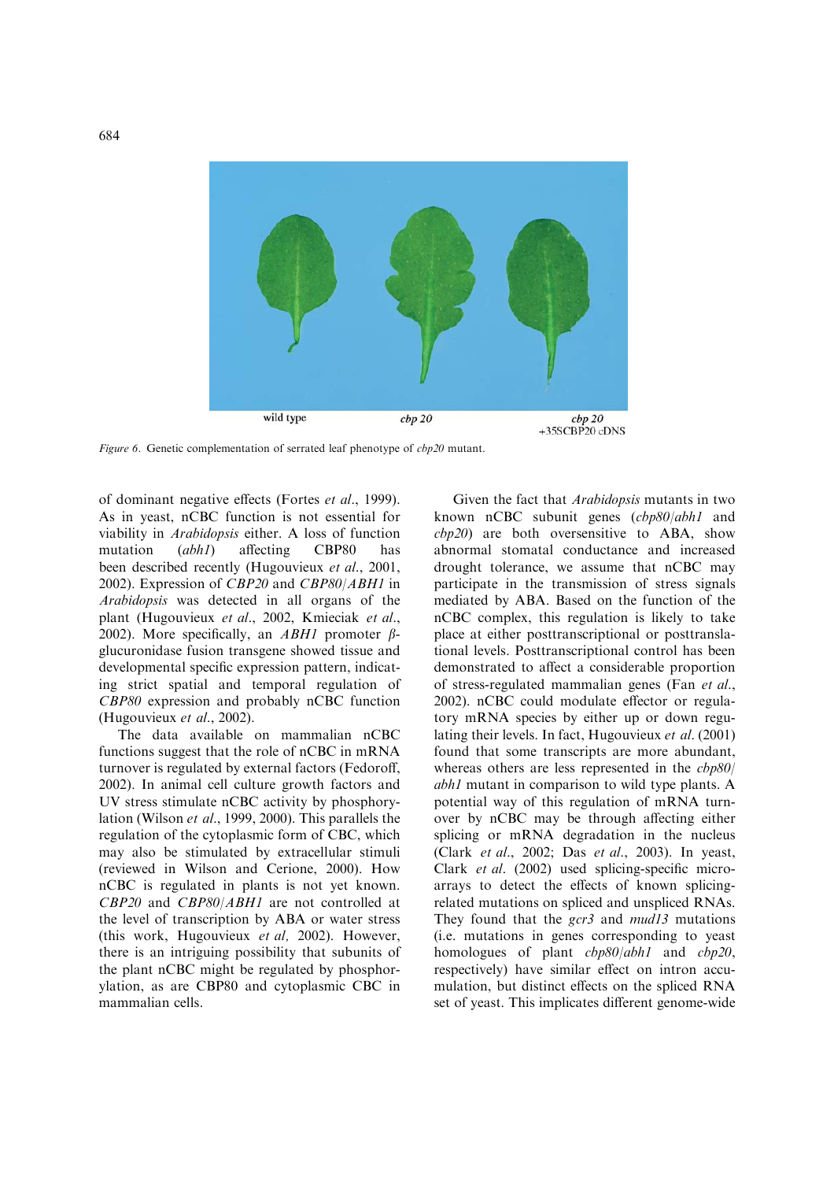*Figure 6*. Genetic complementation of serrated leaf phenotype of *cbp20* mutant.

of dominant negative effects (Fortes *et al*., 1999). As in yeast, nCBC function is not essential for viability in *Arabidopsis* either. A loss of function mutation (*abh1*) affecting CBP80 has been described recently (Hugouvieux *et al*., 2001, 2002). Expression of *CBP20* and *CBP80/ABH1* in *Arabidopsis* was detected in all organs of the plant (Hugouvieux *et al*., 2002, Kmieciak *et al*., 2002). More specifically, an *ABH1* promoter β-glucuronidase fusion transgene showed tissue and developmental specific expression pattern, indicating strict spatial and temporal regulation of *CBP80* expression and probably nCBC function (Hugouvieux *et al*., 2002).

The data available on mammalian nCBC functions suggest that the role of nCBC in mRNA turnover is regulated by external factors (Fedoroff, 2002). In animal cell culture growth factors and UV stress stimulate nCBC activity by phosphorylation (Wilson *et al*., 1999, 2000). This parallels the regulation of the cytoplasmic form of CBC, which may also be stimulated by extracellular stimuli (reviewed in Wilson and Cerione, 2000). How nCBC is regulated in plants is not yet known. *CBP20* and *CBP80/ABH1* are not controlled at the level of transcription by ABA or water stress (this work, Hugouvieux *et al,* 2002). However, there is an intriguing possibility that subunits of the plant nCBC might be regulated by phosphorylation, as are CBP80 and cytoplasmic CBC in mammalian cells.

Given the fact that *Arabidopsis* mutants in two known nCBC subunit genes (*cbp80/abh1* and *cbp20*) are both oversensitive to ABA, show abnormal stomatal conductance and increased drought tolerance, we assume that nCBC may participate in the transmission of stress signals mediated by ABA. Based on the function of the nCBC complex, this regulation is likely to take place at either posttranscriptional or posttranslational levels. Posttranscriptional control has been demonstrated to affect a considerable proportion of stress-regulated mammalian genes (Fan *et al*., 2002). nCBC could modulate effector or regulatory mRNA species by either up or down regulating their levels. In fact, Hugouvieux *et al*. (2001) found that some transcripts are more abundant, whereas others are less represented in the *cbp80/abh1* mutant in comparison to wild type plants. A potential way of this regulation of mRNA turnover by nCBC may be through affecting either splicing or mRNA degradation in the nucleus (Clark *et al*., 2002; Das *et al*., 2003). In yeast, Clark *et al*. (2002) used splicing-specific microarrays to detect the effects of known splicing-related mutations on spliced and unspliced RNAs. They found that the *gcr3* and *mud13* mutations (i.e. mutations in genes corresponding to yeast homologues of plant *cbp80/abh1* and *cbp20*, respectively) have similar effect on intron accumulation, but distinct effects on the spliced RNA set of yeast. This implicates different genome-wide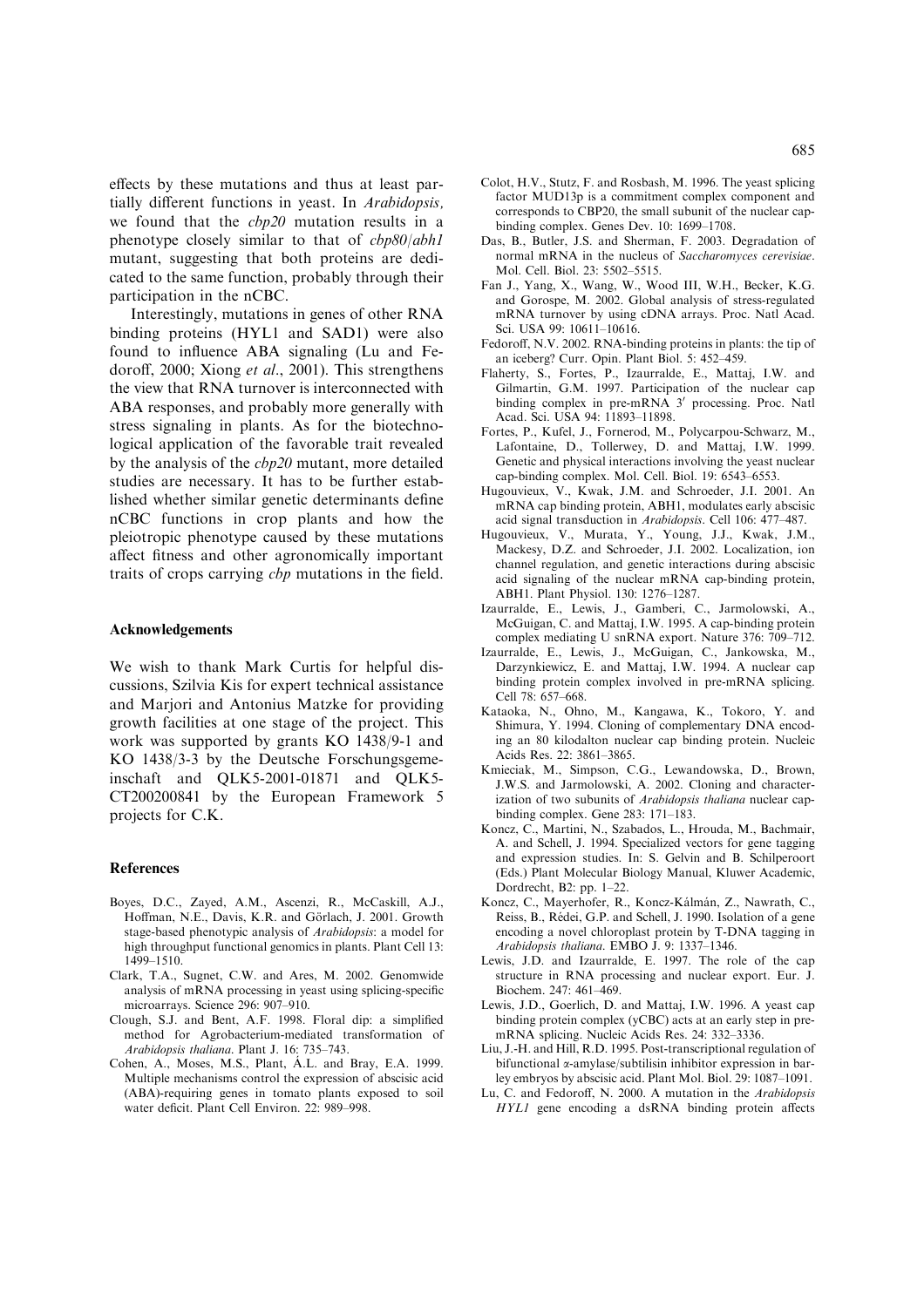effects by these mutations and thus at least partially different functions in yeast. In *Arabidopsis*, we found that the *cbp20* mutation results in a phenotype closely similar to that of *cbp80*/*abh1* mutant, suggesting that both proteins are dedicated to the same function, probably through their participation in the nCBC.

Interestingly, mutations in genes of other RNA binding proteins (HYL1 and SAD1) were also found to influence ABA signaling (Lu and Fedoroff, 2000; Xiong *et al*., 2001). This strengthens the view that RNA turnover is interconnected with ABA responses, and probably more generally with stress signaling in plants. As for the biotechnological application of the favorable trait revealed by the analysis of the *cbp20* mutant, more detailed studies are necessary. It has to be further established whether similar genetic determinants define nCBC functions in crop plants and how the pleiotropic phenotype caused by these mutations affect fitness and other agronomically important traits of crops carrying *cbp* mutations in the field.

## Acknowledgements

We wish to thank Mark Curtis for helpful discussions, Szilvia Kis for expert technical assistance and Marjori and Antonius Matzke for providing growth facilities at one stage of the project. This work was supported by grants KO 1438/9-1 and KO 1438/3-3 by the Deutsche Forschungsgemeinschaft and QLK5-2001-01871 and QLK5-CT200200841 by the European Framework 5 projects for C.K.

## References

Boyes, D.C., Zayed, A.M., Ascenzi, R., McCaskill, A.J., Hoffman, N.E., Davis, K.R. and Görlach, J. 2001. Growth stage-based phenotypic analysis of *Arabidopsis*: a model for high throughput functional genomics in plants. Plant Cell 13: 1499–1510.

Clark, T.A., Sugnet, C.W. and Ares, M. 2002. Genomwide analysis of mRNA processing in yeast using splicing-specific microarrays. Science 296: 907–910.

Clough, S.J. and Bent, A.F. 1998. Floral dip: a simplified method for Agrobacterium-mediated transformation of *Arabidopsis thaliana*. Plant J. 16: 735–743.

Cohen, A., Moses, M.S., Plant, Á.L. and Bray, E.A. 1999. Multiple mechanisms control the expression of abscisic acid (ABA)-requiring genes in tomato plants exposed to soil water deficit. Plant Cell Environ. 22: 989–998.

Colot, H.V., Stutz, F. and Rosbash, M. 1996. The yeast splicing factor MUD13p is a commitment complex component and corresponds to CBP20, the small subunit of the nuclear cap-binding complex. Genes Dev. 10: 1699–1708.

Das, B., Butler, J.S. and Sherman, F. 2003. Degradation of normal mRNA in the nucleus of *Saccharomyces cerevisiae*. Mol. Cell. Biol. 23: 5502–5515.

Fan J., Yang, X., Wang, W., Wood III, W.H., Becker, K.G. and Gorospe, M. 2002. Global analysis of stress-regulated mRNA turnover by using cDNA arrays. Proc. Natl Acad. Sci. USA 99: 10611–10616.

Fedoroff, N.V. 2002. RNA-binding proteins in plants: the tip of an iceberg? Curr. Opin. Plant Biol. 5: 452–459.

Flaherty, S., Fortes, P., Izaurralde, E., Mattaj, I.W. and Gilmartin, G.M. 1997. Participation of the nuclear cap binding complex in pre-mRNA 3′ processing. Proc. Natl Acad. Sci. USA 94: 11893–11898.

Fortes, P., Kufel, J., Fornerod, M., Polycarpou-Schwarz, M., Lafontaine, D., Tollerwey, D. and Mattaj, I.W. 1999. Genetic and physical interactions involving the yeast nuclear cap-binding complex. Mol. Cell. Biol. 19: 6543–6553.

Hugouvieux, V., Kwak, J.M. and Schroeder, J.I. 2001. An mRNA cap binding protein, ABH1, modulates early abscisic acid signal transduction in *Arabidopsis*. Cell 106: 477–487.

Hugouvieux, V., Murata, Y., Young, J.J., Kwak, J.M., Mackesy, D.Z. and Schroeder, J.I. 2002. Localization, ion channel regulation, and genetic interactions during abscisic acid signaling of the nuclear mRNA cap-binding protein, ABH1. Plant Physiol. 130: 1276–1287.

Izaurralde, E., Lewis, J., Gamberi, C., Jarmolowski, A., McGuigan, C. and Mattaj, I.W. 1995. A cap-binding protein complex mediating U snRNA export. Nature 376: 709–712.

Izaurralde, E., Lewis, J., McGuigan, C., Jankowska, M., Darzynkiewicz, E. and Mattaj, I.W. 1994. A nuclear cap binding protein complex involved in pre-mRNA splicing. Cell 78: 657–668.

Kataoka, N., Ohno, M., Kangawa, K., Tokoro, Y. and Shimura, Y. 1994. Cloning of complementary DNA encoding an 80 kilodalton nuclear cap binding protein. Nucleic Acids Res. 22: 3861–3865.

Kmieciak, M., Simpson, C.G., Lewandowska, D., Brown, J.W.S. and Jarmolowski, A. 2002. Cloning and characterization of two subunits of *Arabidopsis thaliana* nuclear cap-binding complex. Gene 283: 171–183.

Koncz, C., Martini, N., Szabados, L., Hrouda, M., Bachmair, A. and Schell, J. 1994. Specialized vectors for gene tagging and expression studies. In: S. Gelvin and B. Schilperoort (Eds.) Plant Molecular Biology Manual, Kluwer Academic, Dordrecht, B2: pp. 1–22.

Koncz, C., Mayerhofer, R., Koncz-Kálmán, Z., Nawrath, C., Reiss, B., Rédei, G.P. and Schell, J. 1990. Isolation of a gene encoding a novel chloroplast protein by T-DNA tagging in *Arabidopsis thaliana*. EMBO J. 9: 1337–1346.

Lewis, J.D. and Izaurralde, E. 1997. The role of the cap structure in RNA processing and nuclear export. Eur. J. Biochem. 247: 461–469.

Lewis, J.D., Goerlich, D. and Mattaj, I.W. 1996. A yeast cap binding protein complex (yCBC) acts at an early step in pre-mRNA splicing. Nucleic Acids Res. 24: 332–3336.

Liu, J.-H. and Hill, R.D. 1995. Post-transcriptional regulation of bifunctional α-amylase/subtilisin inhibitor expression in barley embryos by abscisic acid. Plant Mol. Biol. 29: 1087–1091.

Lu, C. and Fedoroff, N. 2000. A mutation in the *Arabidopsis HYL1* gene encoding a dsRNA binding protein affects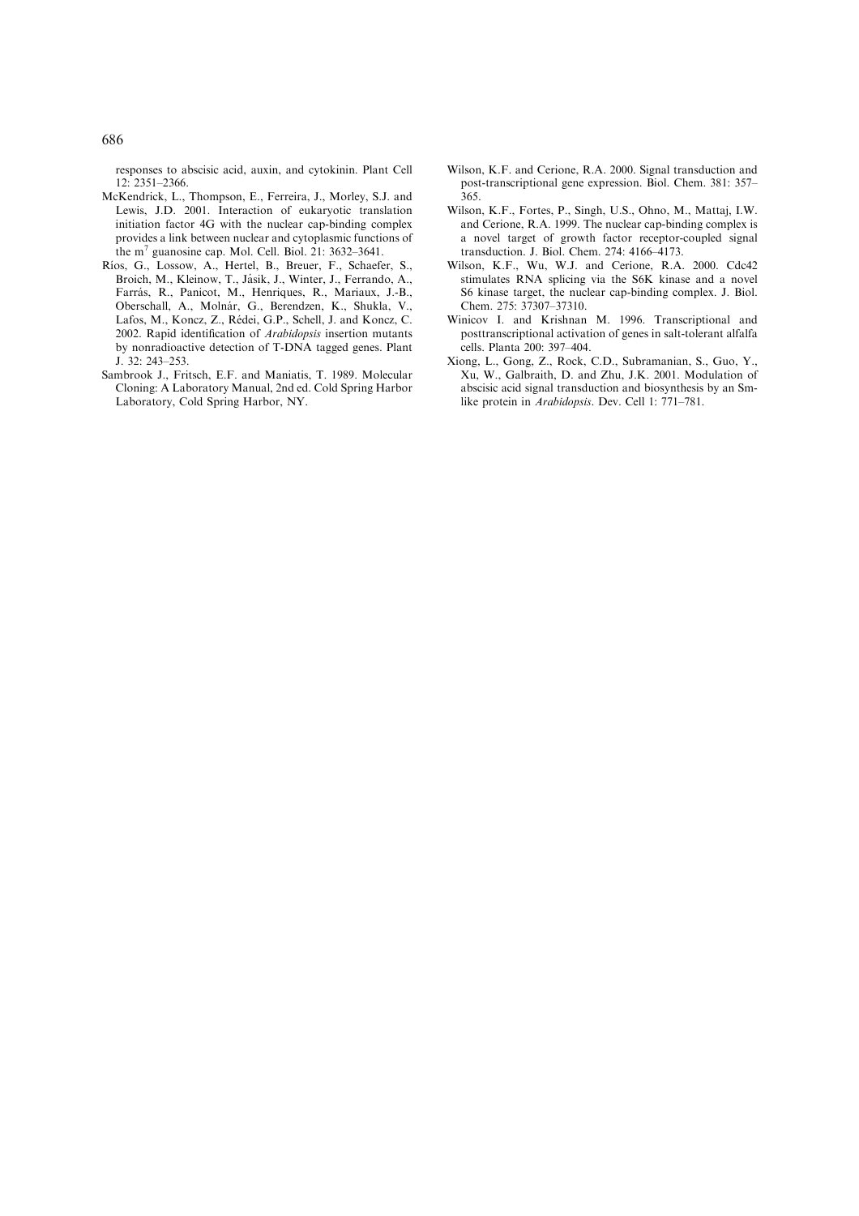responses to abscisic acid, auxin, and cytokinin. Plant Cell 12: 2351–2366.

McKendrick, L., Thompson, E., Ferreira, J., Morley, S.J. and Lewis, J.D. 2001. Interaction of eukaryotic translation initiation factor 4G with the nuclear cap-binding complex provides a link between nuclear and cytoplasmic functions of the $m^7$ guanosine cap. Mol. Cell. Biol. 21: 3632–3641.

Ríos, G., Lossow, A., Hertel, B., Breuer, F., Schaefer, S., Broich, M., Kleinow, T., Jásik, J., Winter, J., Ferrando, A., Farrás, R., Panicot, M., Henriques, R., Mariaux, J.-B., Oberschall, A., Molnár, G., Berendzen, K., Shukla, V., Lafos, M., Koncz, Z., Rédei, G.P., Schell, J. and Koncz, C. 2002. Rapid identification of *Arabidopsis* insertion mutants by nonradioactive detection of T-DNA tagged genes. Plant J. 32: 243–253.

Sambrook J., Fritsch, E.F. and Maniatis, T. 1989. Molecular Cloning: A Laboratory Manual, 2nd ed. Cold Spring Harbor Laboratory, Cold Spring Harbor, NY.

Wilson, K.F. and Cerione, R.A. 2000. Signal transduction and post-transcriptional gene expression. Biol. Chem. 381: 357–365.

Wilson, K.F., Fortes, P., Singh, U.S., Ohno, M., Mattaj, I.W. and Cerione, R.A. 1999. The nuclear cap-binding complex is a novel target of growth factor receptor-coupled signal transduction. J. Biol. Chem. 274: 4166–4173.

Wilson, K.F., Wu, W.J. and Cerione, R.A. 2000. Cdc42 stimulates RNA splicing via the S6K kinase and a novel S6 kinase target, the nuclear cap-binding complex. J. Biol. Chem. 275: 37307–37310.

Winicov I. and Krishnan M. 1996. Transcriptional and posttranscriptional activation of genes in salt-tolerant alfalfa cells. Planta 200: 397–404.

Xiong, L., Gong, Z., Rock, C.D., Subramanian, S., Guo, Y., Xu, W., Galbraith, D. and Zhu, J.K. 2001. Modulation of abscisic acid signal transduction and biosynthesis by an Sm-like protein in *Arabidopsis*. Dev. Cell 1: 771–781.